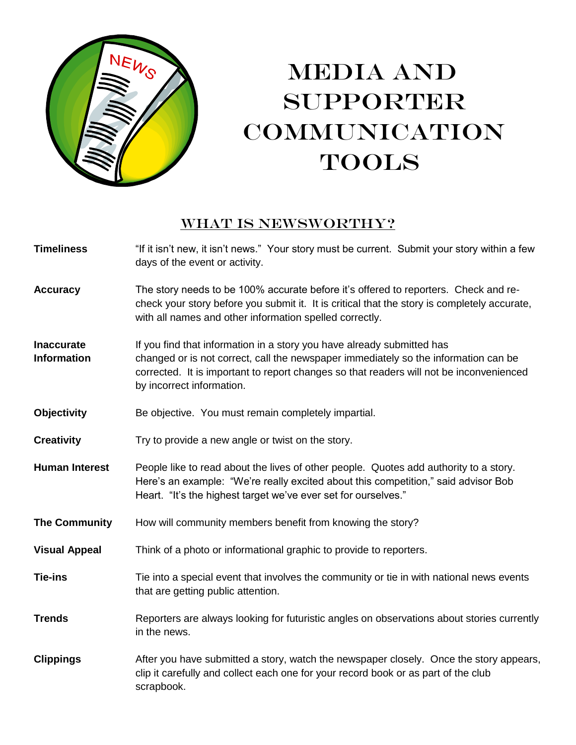# Media and Supporter Communication Tools

## What is Newsworthy?

**Timeliness** — "If it isn't new, it isn't news." Your story must be current. Submit your story within a few days of the event or activity.

**Accuracy** — The story needs to be 100% accurate before it's offered to reporters. Check and re-check your story before you submit it. It is critical that the story is completely accurate, with all names and other information spelled correctly.

**Inaccurate Information** — If you find that information in a story you have already submitted has changed or is not correct, call the newspaper immediately so the information can be corrected. It is important to report changes so that readers will not be inconvenienced by incorrect information.

**Objectivity** — Be objective. You must remain completely impartial.

**Creativity** — Try to provide a new angle or twist on the story.

**Human Interest** — People like to read about the lives of other people. Quotes add authority to a story. Here's an example: "We're really excited about this competition," said advisor Bob Heart. "It's the highest target we've ever set for ourselves."

**The Community** — How will community members benefit from knowing the story?

**Visual Appeal** — Think of a photo or informational graphic to provide to reporters.

**Tie-ins** — Tie into a special event that involves the community or tie in with national news events that are getting public attention.

**Trends** — Reporters are always looking for futuristic angles on observations about stories currently in the news.

**Clippings** — After you have submitted a story, watch the newspaper closely. Once the story appears, clip it carefully and collect each one for your record book or as part of the club scrapbook.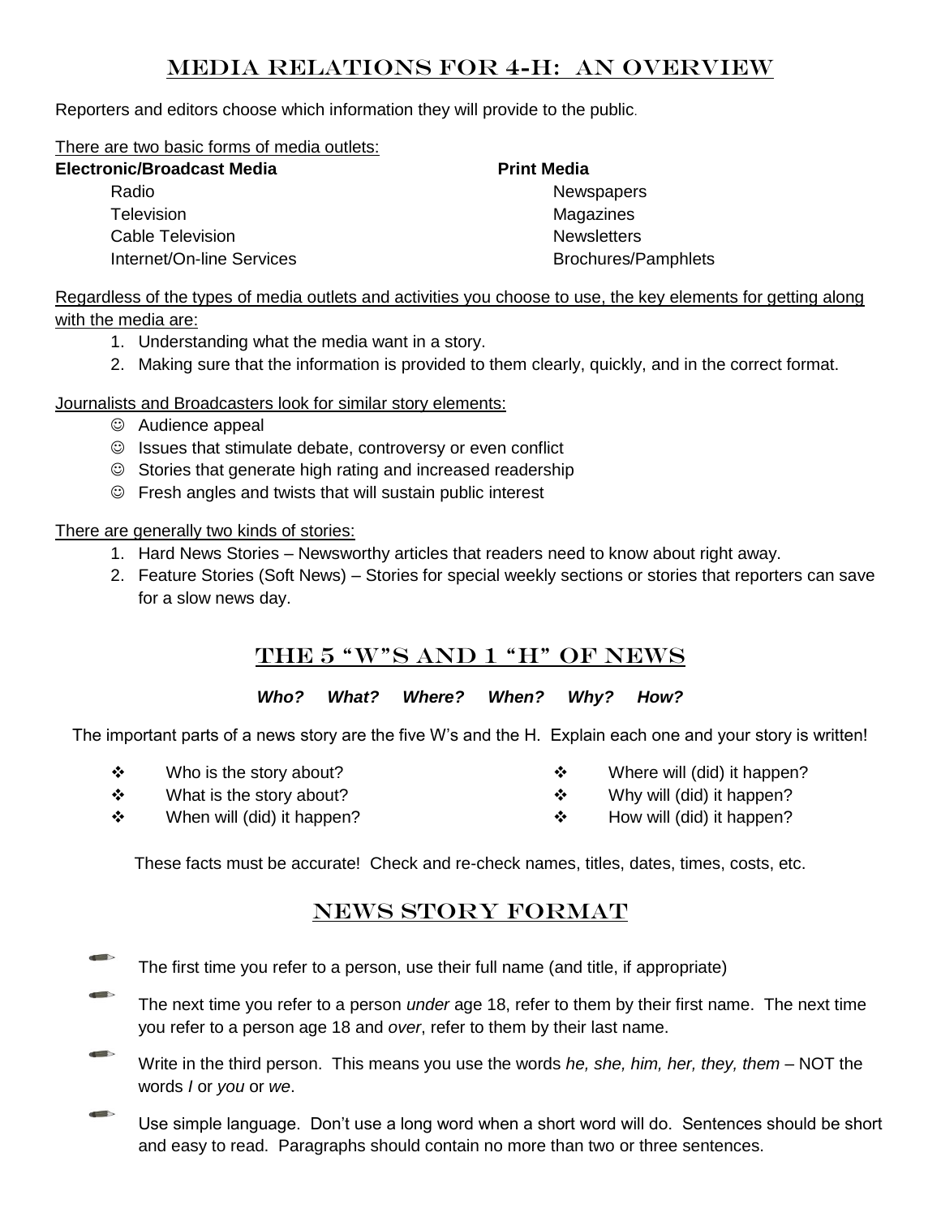# Media Relations for 4-H: An Overview

Reporters and editors choose which information they will provide to the public.

There are two basic forms of media outlets:

**Electronic/Broadcast Media**

- Radio
- Television
- Cable Television
- Internet/On-line Services

**Print Media**

- Newspapers
- Magazines
- Newsletters
- Brochures/Pamphlets

Regardless of the types of media outlets and activities you choose to use, the key elements for getting along with the media are:

1. Understanding what the media want in a story.
2. Making sure that the information is provided to them clearly, quickly, and in the correct format.

Journalists and Broadcasters look for similar story elements:

- ☺ Audience appeal
- ☺ Issues that stimulate debate, controversy or even conflict
- ☺ Stories that generate high rating and increased readership
- ☺ Fresh angles and twists that will sustain public interest

There are generally two kinds of stories:

1. Hard News Stories – Newsworthy articles that readers need to know about right away.
2. Feature Stories (Soft News) – Stories for special weekly sections or stories that reporters can save for a slow news day.

## The 5 "W"s and 1 "H" of News

***Who? What? Where? When? Why? How?***

The important parts of a news story are the five W's and the H. Explain each one and your story is written!

- Who is the story about?
- What is the story about?
- When will (did) it happen?
- Where will (did) it happen?
- Why will (did) it happen?
- How will (did) it happen?

These facts must be accurate! Check and re-check names, titles, dates, times, costs, etc.

## News Story Format

- The first time you refer to a person, use their full name (and title, if appropriate)
- The next time you refer to a person *under* age 18, refer to them by their first name. The next time you refer to a person age 18 and *over*, refer to them by their last name.
- Write in the third person. This means you use the words *he, she, him, her, they, them* – NOT the words *I* or *you* or *we*.
- Use simple language. Don't use a long word when a short word will do. Sentences should be short and easy to read. Paragraphs should contain no more than two or three sentences.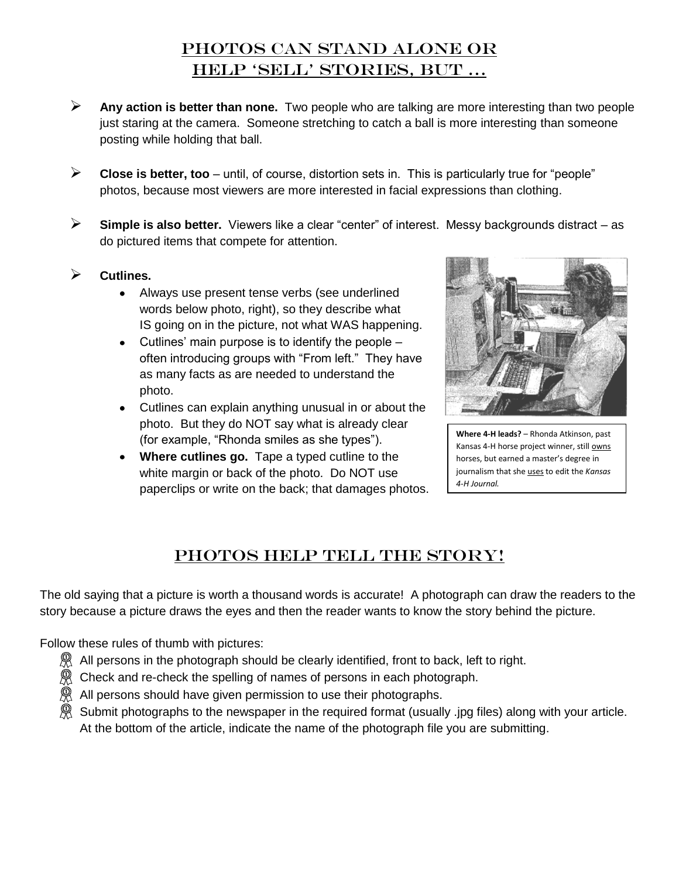## Photos Can Stand Alone or Help 'Sell' Stories, But …

- **Any action is better than none.** Two people who are talking are more interesting than two people just staring at the camera. Someone stretching to catch a ball is more interesting than someone posting while holding that ball.

- **Close is better, too** – until, of course, distortion sets in. This is particularly true for "people" photos, because most viewers are more interested in facial expressions than clothing.

- **Simple is also better.** Viewers like a clear "center" of interest. Messy backgrounds distract – as do pictured items that compete for attention.

- **Cutlines.**
  - Always use present tense verbs (see underlined words below photo, right), so they describe what IS going on in the picture, not what WAS happening.
  - Cutlines' main purpose is to identify the people – often introducing groups with "From left." They have as many facts as are needed to understand the photo.
  - Cutlines can explain anything unusual in or about the photo. But they do NOT say what is already clear (for example, "Rhonda smiles as she types").
  - **Where cutlines go.** Tape a typed cutline to the white margin or back of the photo. Do NOT use paperclips or write on the back; that damages photos.

**Where 4-H leads?** – Rhonda Atkinson, past Kansas 4-H horse project winner, still owns horses, but earned a master's degree in journalism that she uses to edit the *Kansas 4-H Journal.*

## Photos Help Tell the Story!

The old saying that a picture is worth a thousand words is accurate! A photograph can draw the readers to the story because a picture draws the eyes and then the reader wants to know the story behind the picture.

Follow these rules of thumb with pictures:

- All persons in the photograph should be clearly identified, front to back, left to right.
- Check and re-check the spelling of names of persons in each photograph.
- All persons should have given permission to use their photographs.
- Submit photographs to the newspaper in the required format (usually .jpg files) along with your article. At the bottom of the article, indicate the name of the photograph file you are submitting.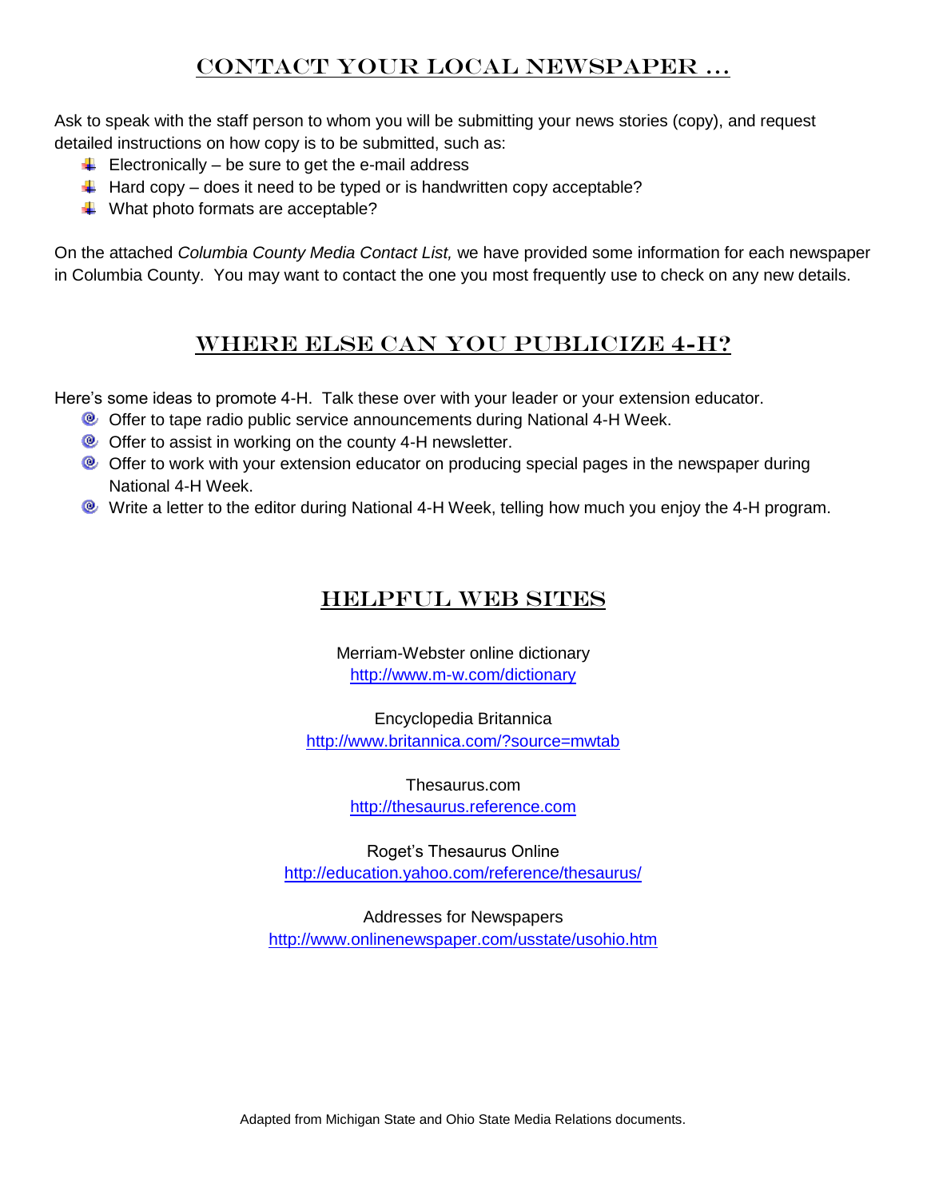## Contact Your Local Newspaper …

Ask to speak with the staff person to whom you will be submitting your news stories (copy), and request detailed instructions on how copy is to be submitted, such as:

- Electronically – be sure to get the e-mail address
- Hard copy – does it need to be typed or is handwritten copy acceptable?
- What photo formats are acceptable?

On the attached *Columbia County Media Contact List,* we have provided some information for each newspaper in Columbia County. You may want to contact the one you most frequently use to check on any new details.

## Where Else Can You Publicize 4-H?

Here's some ideas to promote 4-H. Talk these over with your leader or your extension educator.

- Offer to tape radio public service announcements during National 4-H Week.
- Offer to assist in working on the county 4-H newsletter.
- Offer to work with your extension educator on producing special pages in the newspaper during National 4-H Week.
- Write a letter to the editor during National 4-H Week, telling how much you enjoy the 4-H program.

## Helpful Web Sites

Merriam-Webster online dictionary
http://www.m-w.com/dictionary

Encyclopedia Britannica
http://www.britannica.com/?source=mwtab

Thesaurus.com
http://thesaurus.reference.com

Roget's Thesaurus Online
http://education.yahoo.com/reference/thesaurus/

Addresses for Newspapers
http://www.onlinenewspaper.com/usstate/usohio.htm

Adapted from Michigan State and Ohio State Media Relations documents.